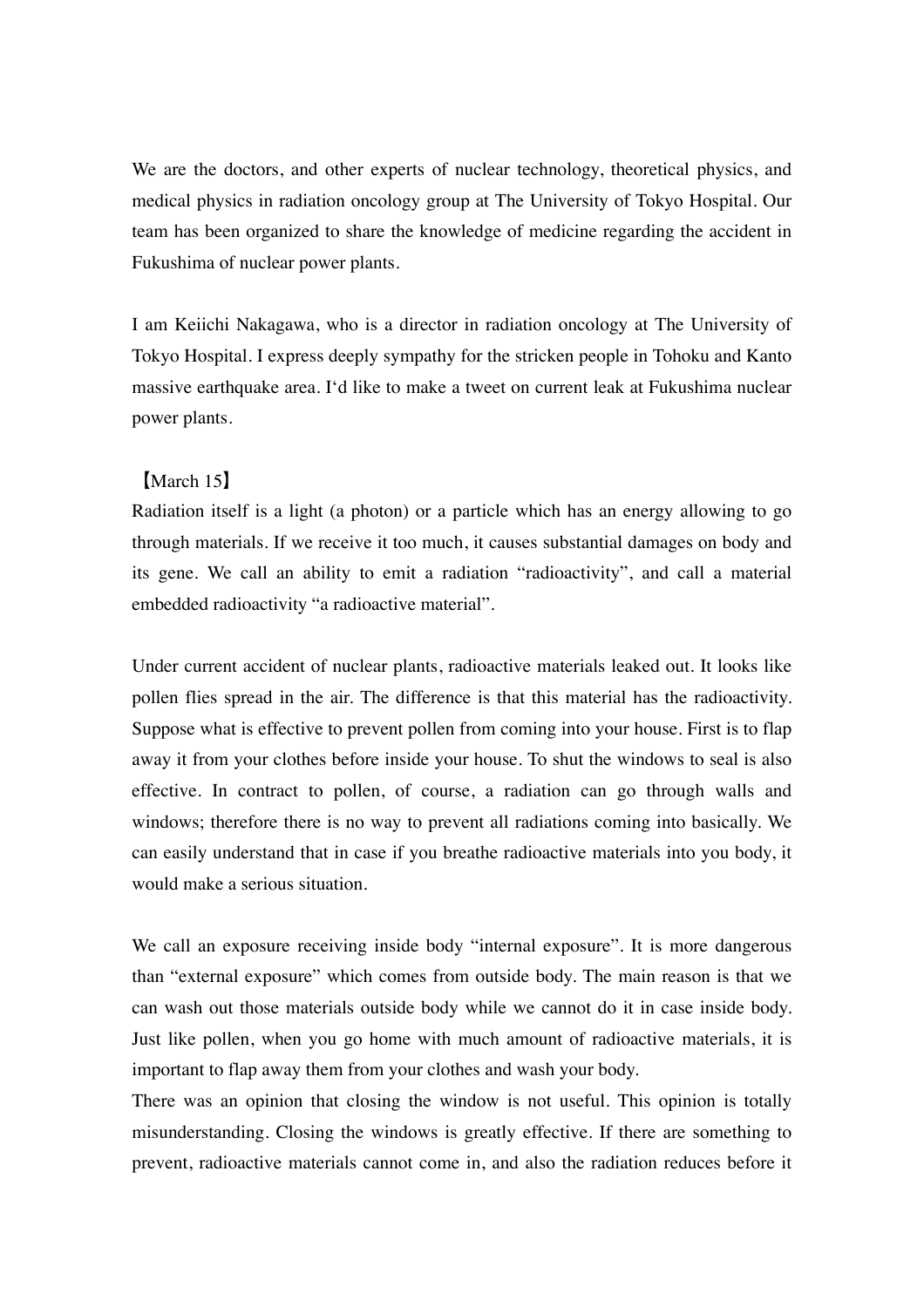We are the doctors, and other experts of nuclear technology, theoretical physics, and medical physics in radiation oncology group at The University of Tokyo Hospital. Our team has been organized to share the knowledge of medicine regarding the accident in Fukushima of nuclear power plants.

I am Keiichi Nakagawa, who is a director in radiation oncology at The University of Tokyo Hospital. I express deeply sympathy for the stricken people in Tohoku and Kanto massive earthquake area. I'd like to make a tweet on current leak at Fukushima nuclear power plants.

【March 15】

Radiation itself is a light (a photon) or a particle which has an energy allowing to go through materials. If we receive it too much, it causes substantial damages on body and its gene. We call an ability to emit a radiation "radioactivity", and call a material embedded radioactivity "a radioactive material".

Under current accident of nuclear plants, radioactive materials leaked out. It looks like pollen flies spread in the air. The difference is that this material has the radioactivity. Suppose what is effective to prevent pollen from coming into your house. First is to flap away it from your clothes before inside your house. To shut the windows to seal is also effective. In contract to pollen, of course, a radiation can go through walls and windows; therefore there is no way to prevent all radiations coming into basically. We can easily understand that in case if you breathe radioactive materials into you body, it would make a serious situation.

We call an exposure receiving inside body "internal exposure". It is more dangerous than "external exposure" which comes from outside body. The main reason is that we can wash out those materials outside body while we cannot do it in case inside body. Just like pollen, when you go home with much amount of radioactive materials, it is important to flap away them from your clothes and wash your body.

There was an opinion that closing the window is not useful. This opinion is totally misunderstanding. Closing the windows is greatly effective. If there are something to prevent, radioactive materials cannot come in, and also the radiation reduces before it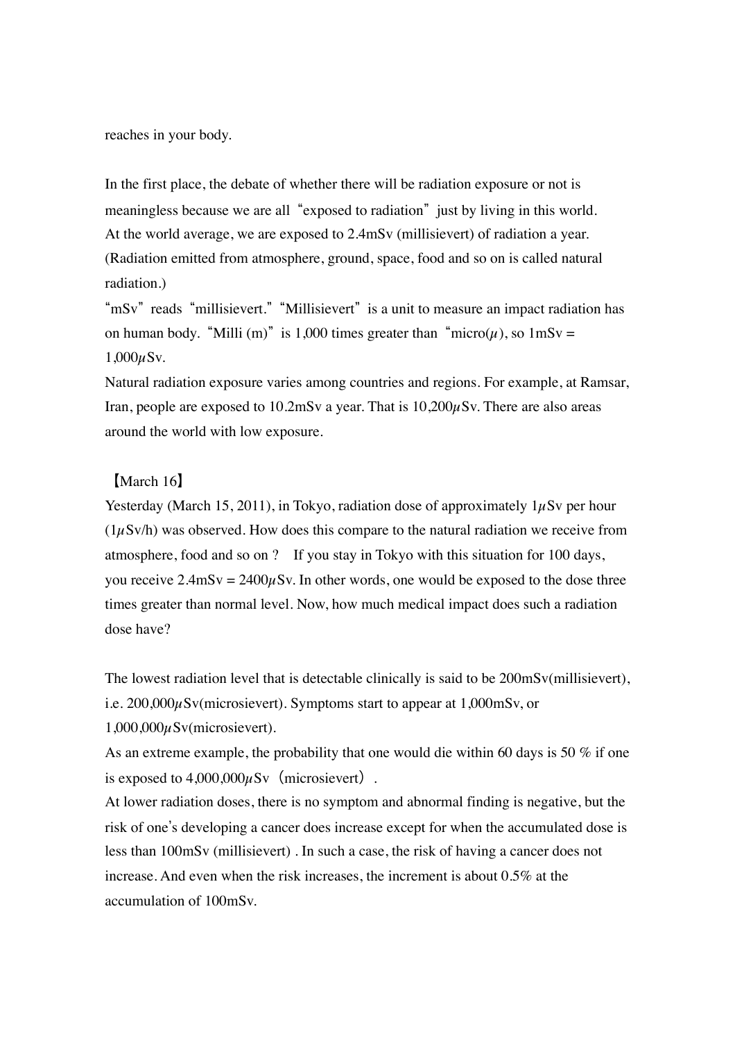reaches in your body.

In the first place, the debate of whether there will be radiation exposure or not is meaningless because we are all "exposed to radiation" just by living in this world.
At the world average, we are exposed to 2.4mSv (millisievert) of radiation a year. (Radiation emitted from atmosphere, ground, space, food and so on is called natural radiation.)
"mSv" reads "millisievert." "Millisievert" is a unit to measure an impact radiation has on human body. "Milli (m)" is 1,000 times greater than "micro(μ), so 1mSv = 1,000μSv.
Natural radiation exposure varies among countries and regions. For example, at Ramsar, Iran, people are exposed to 10.2mSv a year. That is 10,200μSv. There are also areas around the world with low exposure.

【March 16】
Yesterday (March 15, 2011), in Tokyo, radiation dose of approximately 1μSv per hour (1μSv/h) was observed. How does this compare to the natural radiation we receive from atmosphere, food and so on ? If you stay in Tokyo with this situation for 100 days, you receive 2.4mSv = 2400μSv. In other words, one would be exposed to the dose three times greater than normal level. Now, how much medical impact does such a radiation dose have?

The lowest radiation level that is detectable clinically is said to be 200mSv(millisievert), i.e. 200,000μSv(microsievert). Symptoms start to appear at 1,000mSv, or 1,000,000μSv(microsievert).
As an extreme example, the probability that one would die within 60 days is 50 % if one is exposed to 4,000,000μSv（microsievert）.
At lower radiation doses, there is no symptom and abnormal finding is negative, but the risk of one's developing a cancer does increase except for when the accumulated dose is less than 100mSv (millisievert) . In such a case, the risk of having a cancer does not increase. And even when the risk increases, the increment is about 0.5% at the accumulation of 100mSv.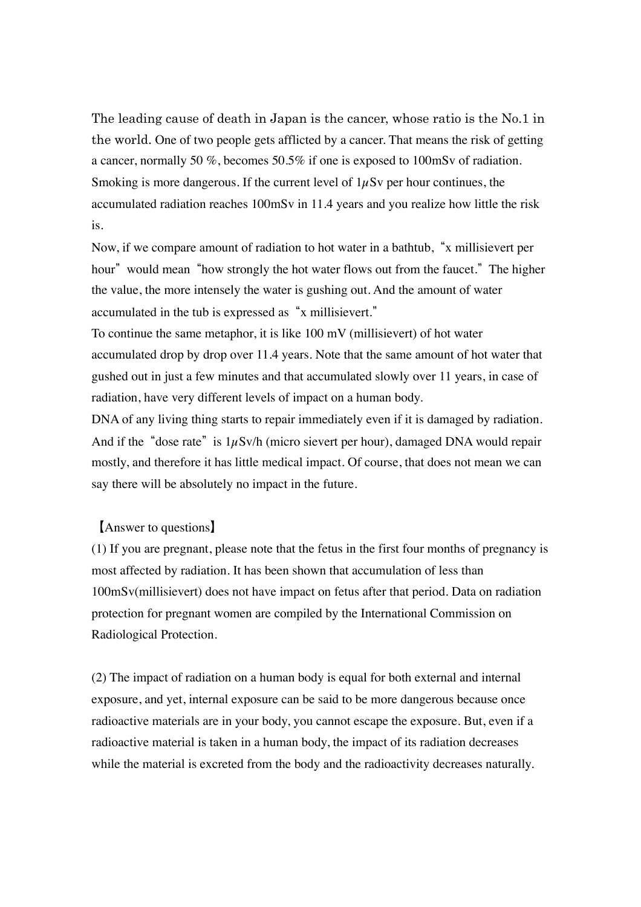The leading cause of death in Japan is the cancer, whose ratio is the No.1 in the world. One of two people gets afflicted by a cancer. That means the risk of getting a cancer, normally 50 %, becomes 50.5% if one is exposed to 100mSv of radiation. Smoking is more dangerous. If the current level of 1$\mu$Sv per hour continues, the accumulated radiation reaches 100mSv in 11.4 years and you realize how little the risk is.

Now, if we compare amount of radiation to hot water in a bathtub, "x millisievert per hour" would mean "how strongly the hot water flows out from the faucet." The higher the value, the more intensely the water is gushing out. And the amount of water accumulated in the tub is expressed as "x millisievert."

To continue the same metaphor, it is like 100 mV (millisievert) of hot water accumulated drop by drop over 11.4 years. Note that the same amount of hot water that gushed out in just a few minutes and that accumulated slowly over 11 years, in case of radiation, have very different levels of impact on a human body.

DNA of any living thing starts to repair immediately even if it is damaged by radiation. And if the "dose rate" is 1$\mu$Sv/h (micro sievert per hour), damaged DNA would repair mostly, and therefore it has little medical impact. Of course, that does not mean we can say there will be absolutely no impact in the future.

【Answer to questions】

(1) If you are pregnant, please note that the fetus in the first four months of pregnancy is most affected by radiation. It has been shown that accumulation of less than 100mSv(millisievert) does not have impact on fetus after that period. Data on radiation protection for pregnant women are compiled by the International Commission on Radiological Protection.

(2) The impact of radiation on a human body is equal for both external and internal exposure, and yet, internal exposure can be said to be more dangerous because once radioactive materials are in your body, you cannot escape the exposure. But, even if a radioactive material is taken in a human body, the impact of its radiation decreases while the material is excreted from the body and the radioactivity decreases naturally.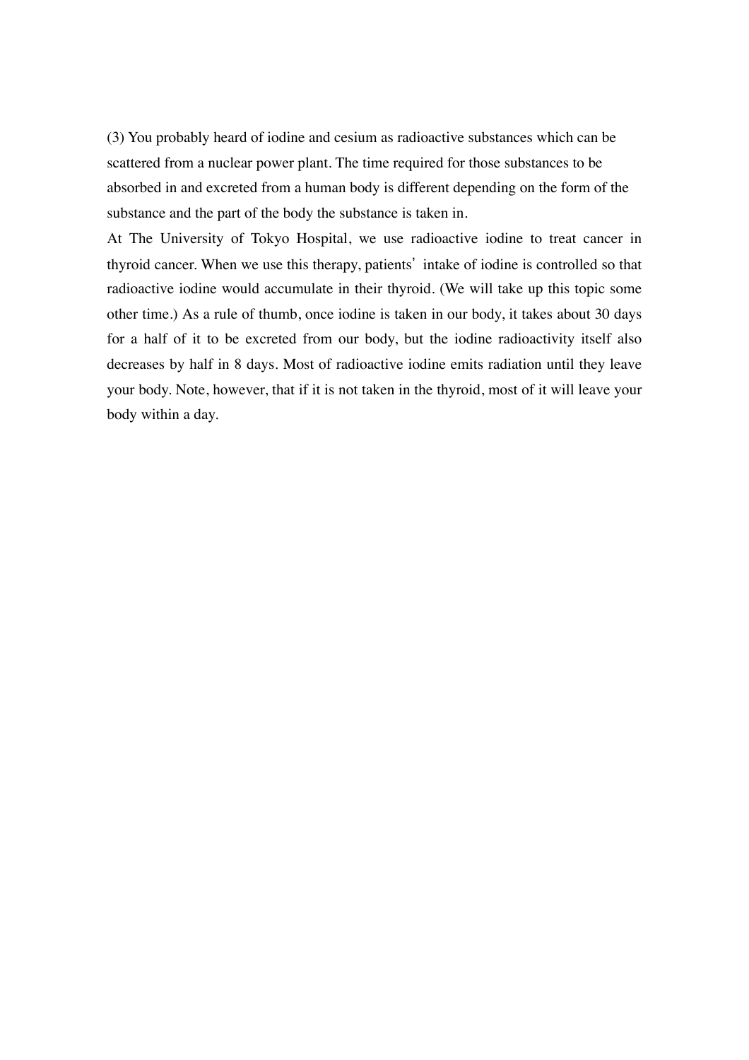(3) You probably heard of iodine and cesium as radioactive substances which can be scattered from a nuclear power plant. The time required for those substances to be absorbed in and excreted from a human body is different depending on the form of the substance and the part of the body the substance is taken in.

At The University of Tokyo Hospital, we use radioactive iodine to treat cancer in thyroid cancer. When we use this therapy, patients' intake of iodine is controlled so that radioactive iodine would accumulate in their thyroid. (We will take up this topic some other time.) As a rule of thumb, once iodine is taken in our body, it takes about 30 days for a half of it to be excreted from our body, but the iodine radioactivity itself also decreases by half in 8 days. Most of radioactive iodine emits radiation until they leave your body. Note, however, that if it is not taken in the thyroid, most of it will leave your body within a day.